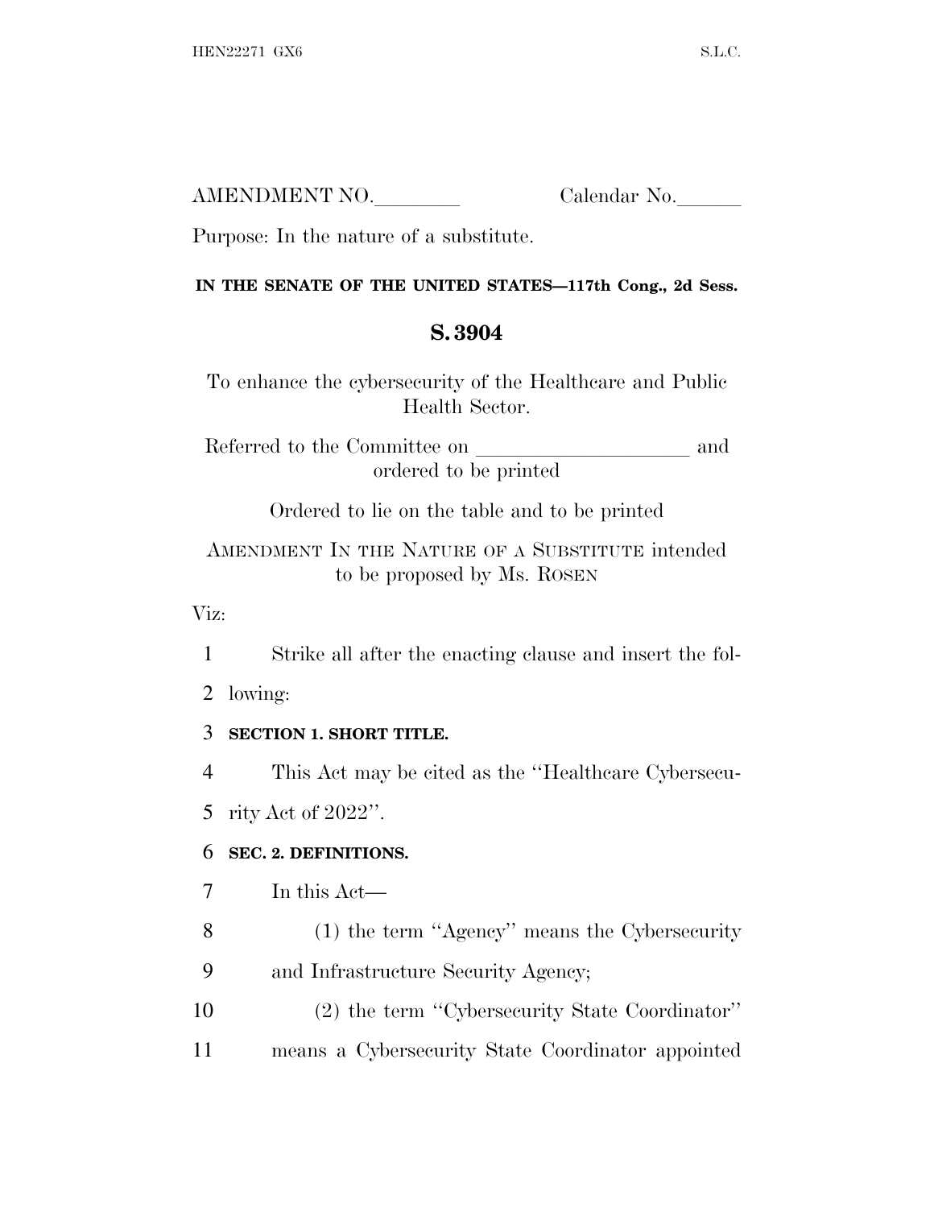AMENDMENT NO.________ Calendar No.______

Purpose: In the nature of a substitute.

**IN THE SENATE OF THE UNITED STATES—117th Cong., 2d Sess.**

# S. 3904

To enhance the cybersecurity of the Healthcare and Public Health Sector.

Referred to the Committee on ____________________ and ordered to be printed

Ordered to lie on the table and to be printed

AMENDMENT IN THE NATURE OF A SUBSTITUTE intended to be proposed by Ms. ROSEN

Viz:

1 Strike all after the enacting clause and insert the fol-
2 lowing:

3 **SECTION 1. SHORT TITLE.**

4 This Act may be cited as the ''Healthcare Cybersecu-
5 rity Act of 2022''.

6 **SEC. 2. DEFINITIONS.**

7 In this Act—

8 (1) the term ''Agency'' means the Cybersecurity
9 and Infrastructure Security Agency;

10 (2) the term ''Cybersecurity State Coordinator''
11 means a Cybersecurity State Coordinator appointed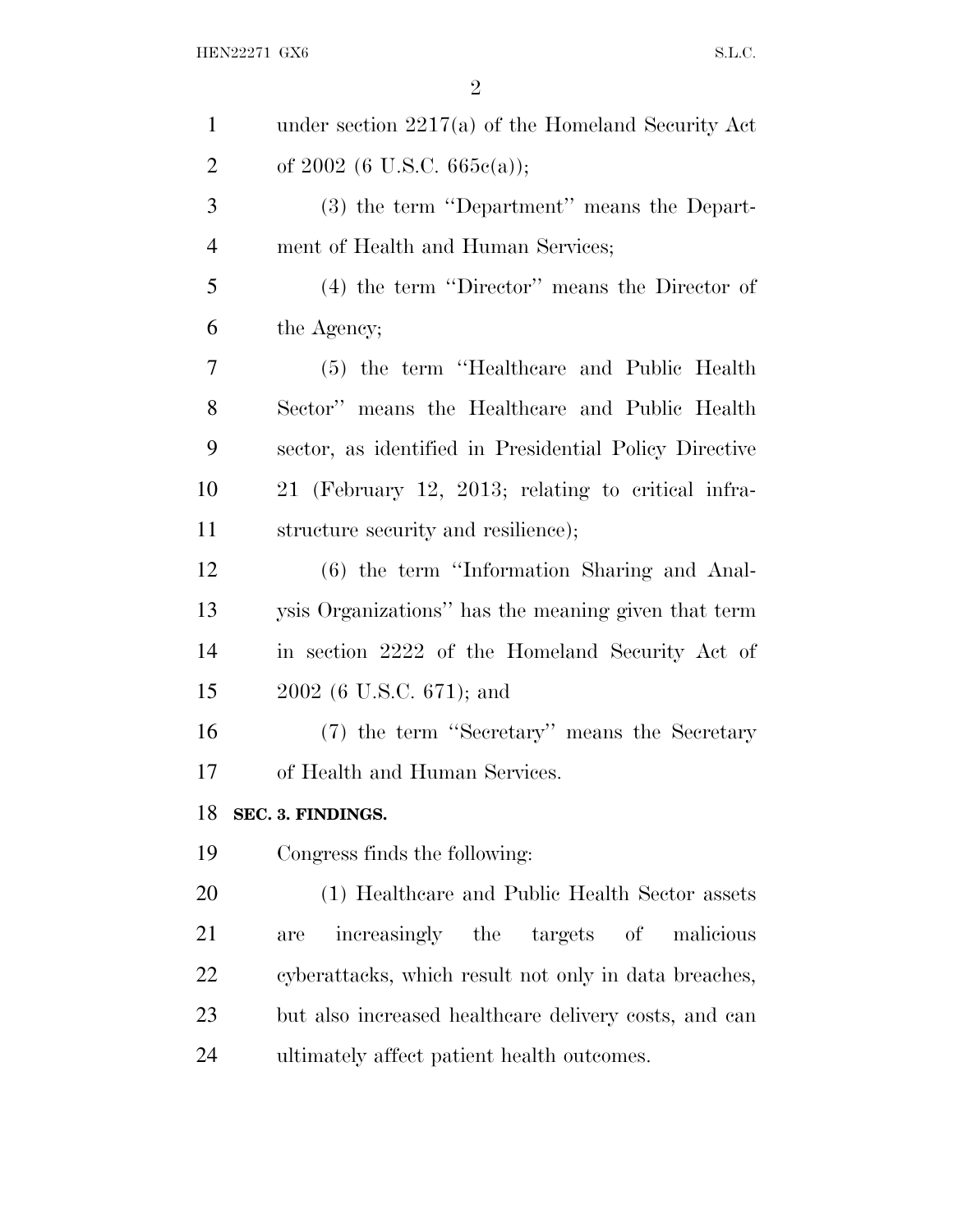under section 2217(a) of the Homeland Security Act of 2002 (6 U.S.C. 665c(a));

(3) the term ''Department'' means the Department of Health and Human Services;

(4) the term ''Director'' means the Director of the Agency;

(5) the term ''Healthcare and Public Health Sector'' means the Healthcare and Public Health sector, as identified in Presidential Policy Directive 21 (February 12, 2013; relating to critical infrastructure security and resilience);

(6) the term ''Information Sharing and Analysis Organizations'' has the meaning given that term in section 2222 of the Homeland Security Act of 2002 (6 U.S.C. 671); and

(7) the term ''Secretary'' means the Secretary of Health and Human Services.

**SEC. 3. FINDINGS.**

Congress finds the following:

(1) Healthcare and Public Health Sector assets are increasingly the targets of malicious cyberattacks, which result not only in data breaches, but also increased healthcare delivery costs, and can ultimately affect patient health outcomes.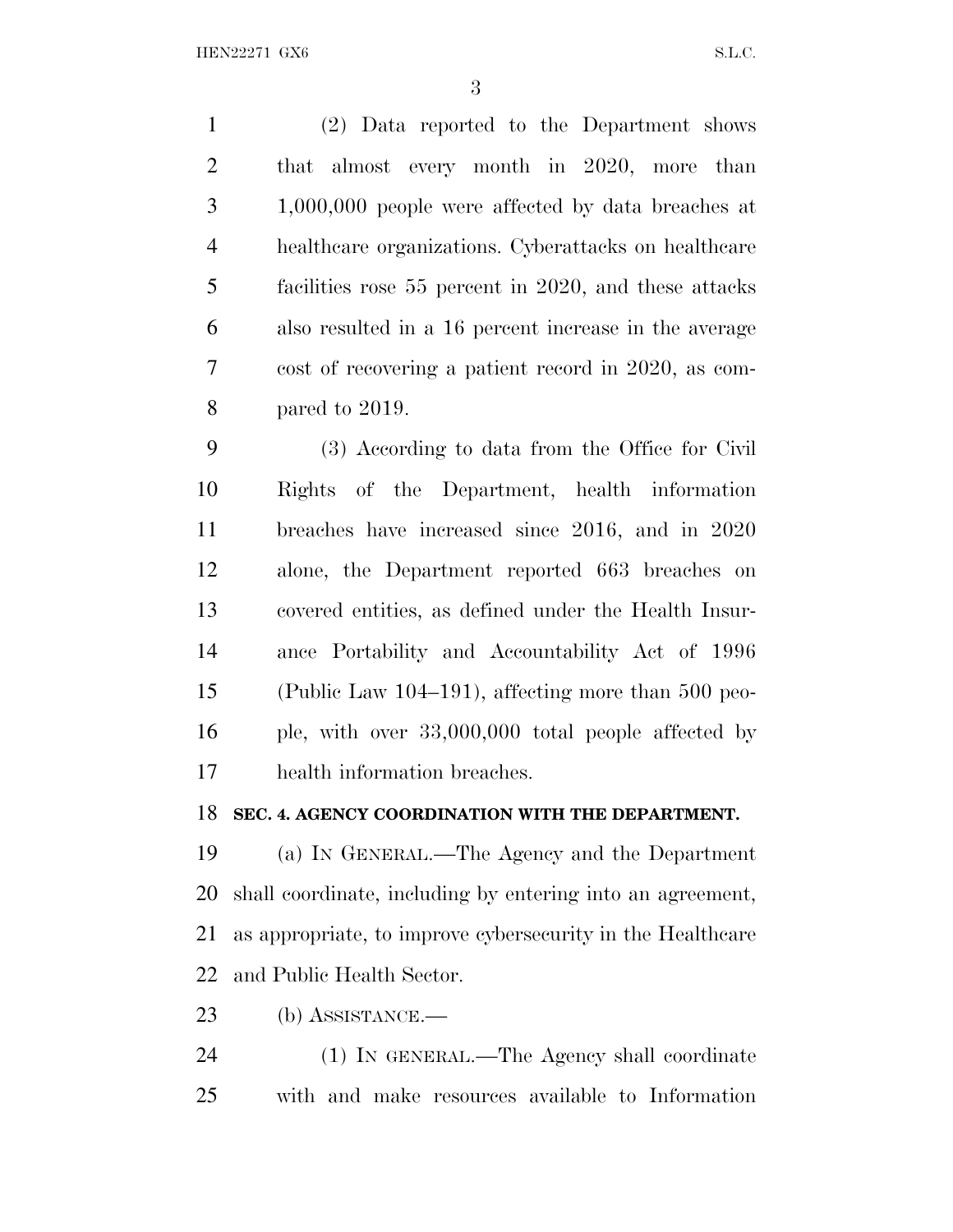(2) Data reported to the Department shows that almost every month in 2020, more than 1,000,000 people were affected by data breaches at healthcare organizations. Cyberattacks on healthcare facilities rose 55 percent in 2020, and these attacks also resulted in a 16 percent increase in the average cost of recovering a patient record in 2020, as compared to 2019.

(3) According to data from the Office for Civil Rights of the Department, health information breaches have increased since 2016, and in 2020 alone, the Department reported 663 breaches on covered entities, as defined under the Health Insurance Portability and Accountability Act of 1996 (Public Law 104–191), affecting more than 500 people, with over 33,000,000 total people affected by health information breaches.

**SEC. 4. AGENCY COORDINATION WITH THE DEPARTMENT.**

(a) IN GENERAL.—The Agency and the Department shall coordinate, including by entering into an agreement, as appropriate, to improve cybersecurity in the Healthcare and Public Health Sector.

(b) ASSISTANCE.—

(1) IN GENERAL.—The Agency shall coordinate with and make resources available to Information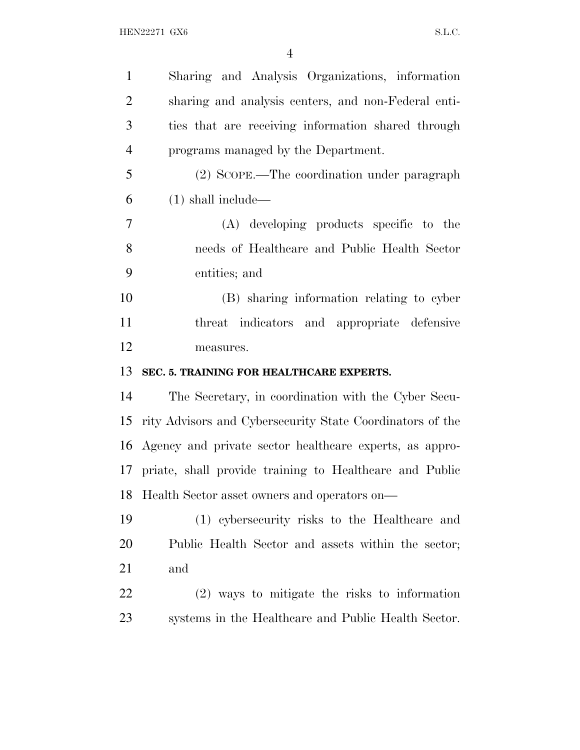Sharing and Analysis Organizations, information sharing and analysis centers, and non-Federal entities that are receiving information shared through programs managed by the Department.

(2) SCOPE.—The coordination under paragraph (1) shall include—

(A) developing products specific to the needs of Healthcare and Public Health Sector entities; and

(B) sharing information relating to cyber threat indicators and appropriate defensive measures.

**SEC. 5. TRAINING FOR HEALTHCARE EXPERTS.**

The Secretary, in coordination with the Cyber Security Advisors and Cybersecurity State Coordinators of the Agency and private sector healthcare experts, as appropriate, shall provide training to Healthcare and Public Health Sector asset owners and operators on—

(1) cybersecurity risks to the Healthcare and Public Health Sector and assets within the sector; and

(2) ways to mitigate the risks to information systems in the Healthcare and Public Health Sector.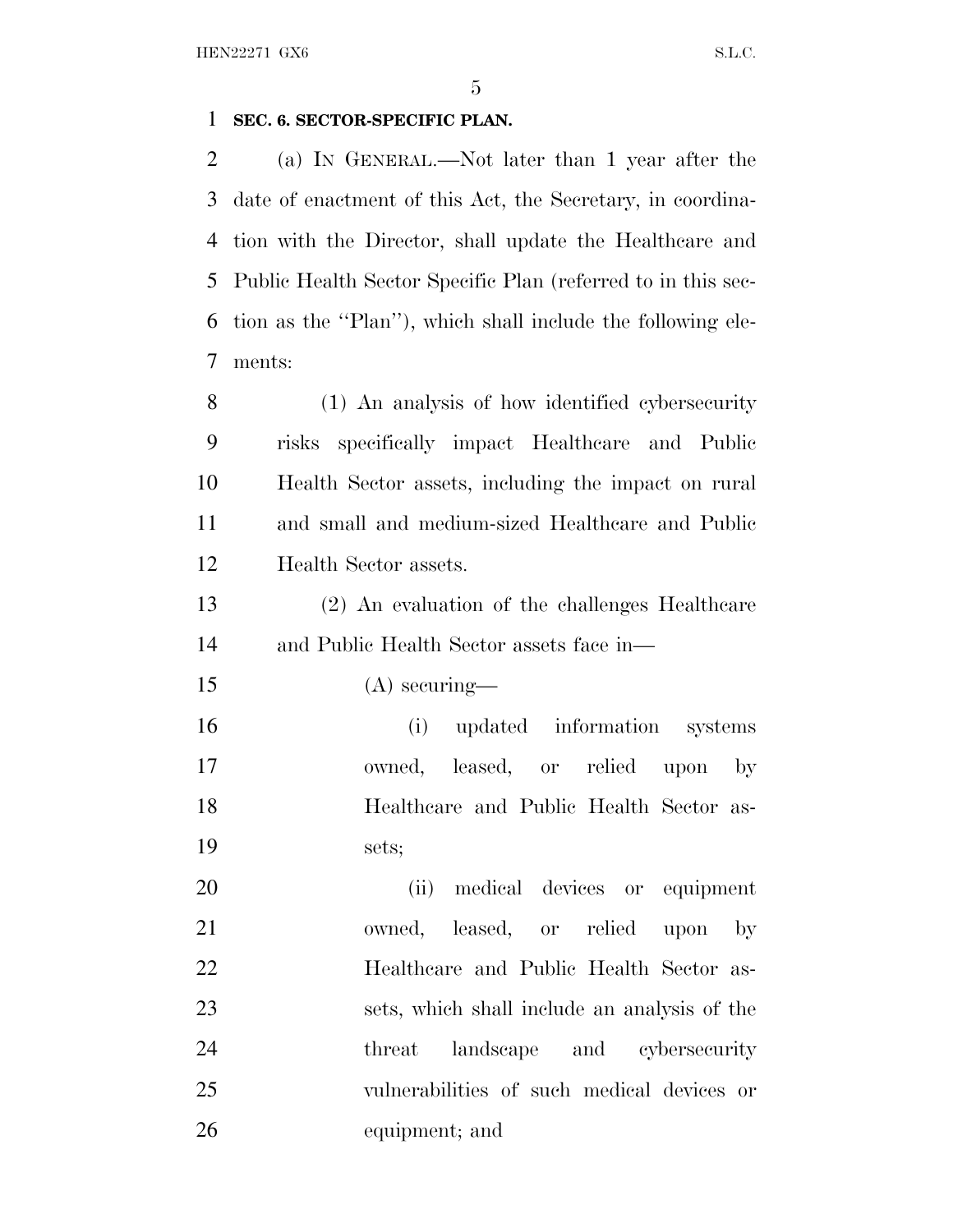**SEC. 6. SECTOR-SPECIFIC PLAN.**

(a) IN GENERAL.—Not later than 1 year after the date of enactment of this Act, the Secretary, in coordination with the Director, shall update the Healthcare and Public Health Sector Specific Plan (referred to in this section as the ''Plan''), which shall include the following elements:

(1) An analysis of how identified cybersecurity risks specifically impact Healthcare and Public Health Sector assets, including the impact on rural and small and medium-sized Healthcare and Public Health Sector assets.

(2) An evaluation of the challenges Healthcare and Public Health Sector assets face in—

(A) securing—

(i) updated information systems owned, leased, or relied upon by Healthcare and Public Health Sector assets;

(ii) medical devices or equipment owned, leased, or relied upon by Healthcare and Public Health Sector assets, which shall include an analysis of the threat landscape and cybersecurity vulnerabilities of such medical devices or equipment; and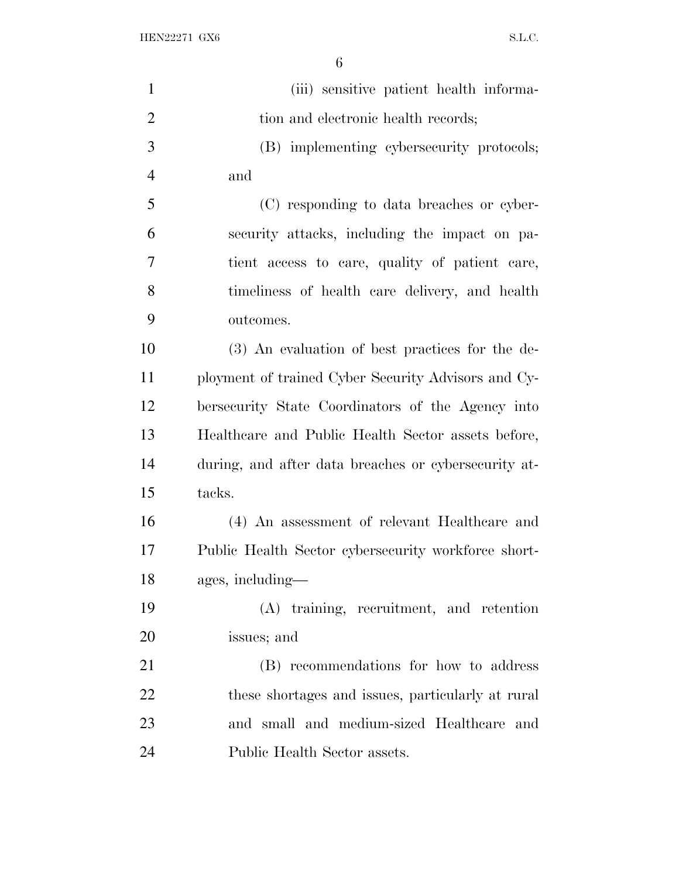(iii) sensitive patient health information and electronic health records;

(B) implementing cybersecurity protocols; and

(C) responding to data breaches or cybersecurity attacks, including the impact on patient access to care, quality of patient care, timeliness of health care delivery, and health outcomes.

(3) An evaluation of best practices for the deployment of trained Cyber Security Advisors and Cybersecurity State Coordinators of the Agency into Healthcare and Public Health Sector assets before, during, and after data breaches or cybersecurity attacks.

(4) An assessment of relevant Healthcare and Public Health Sector cybersecurity workforce shortages, including—

(A) training, recruitment, and retention issues; and

(B) recommendations for how to address these shortages and issues, particularly at rural and small and medium-sized Healthcare and Public Health Sector assets.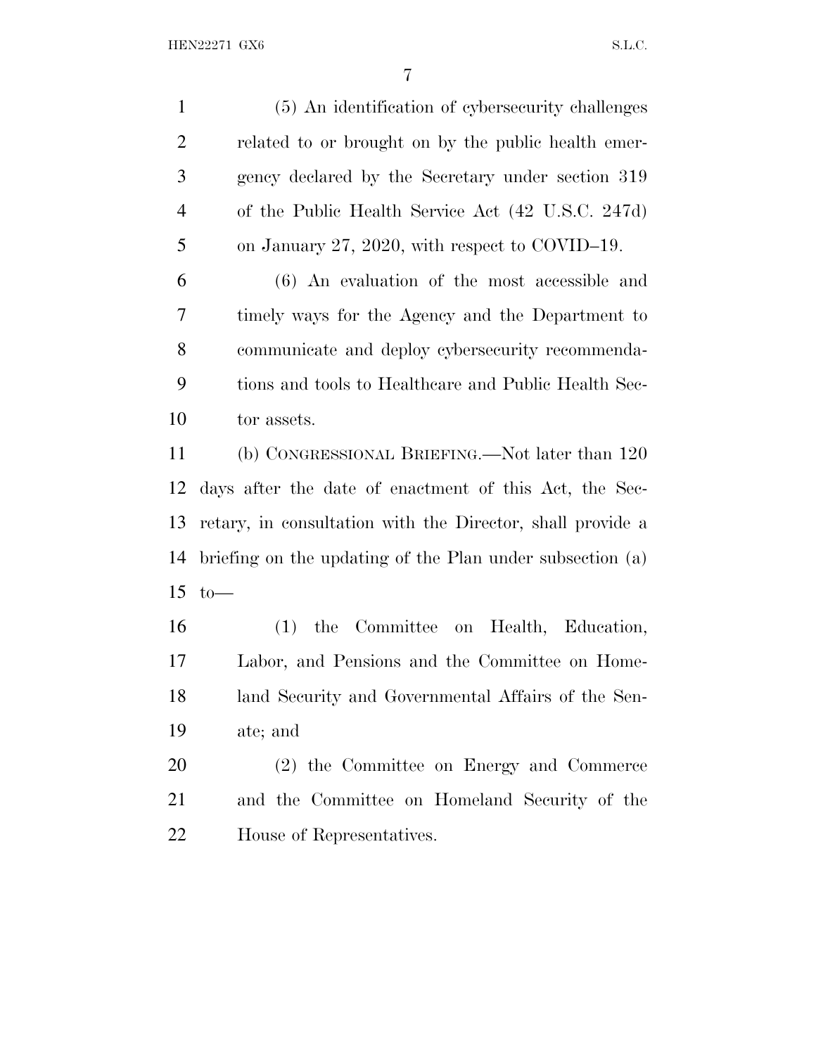(5) An identification of cybersecurity challenges related to or brought on by the public health emergency declared by the Secretary under section 319 of the Public Health Service Act (42 U.S.C. 247d) on January 27, 2020, with respect to COVID–19.

(6) An evaluation of the most accessible and timely ways for the Agency and the Department to communicate and deploy cybersecurity recommendations and tools to Healthcare and Public Health Sector assets.

(b) CONGRESSIONAL BRIEFING.—Not later than 120 days after the date of enactment of this Act, the Secretary, in consultation with the Director, shall provide a briefing on the updating of the Plan under subsection (a) to—

(1) the Committee on Health, Education, Labor, and Pensions and the Committee on Homeland Security and Governmental Affairs of the Senate; and

(2) the Committee on Energy and Commerce and the Committee on Homeland Security of the House of Representatives.